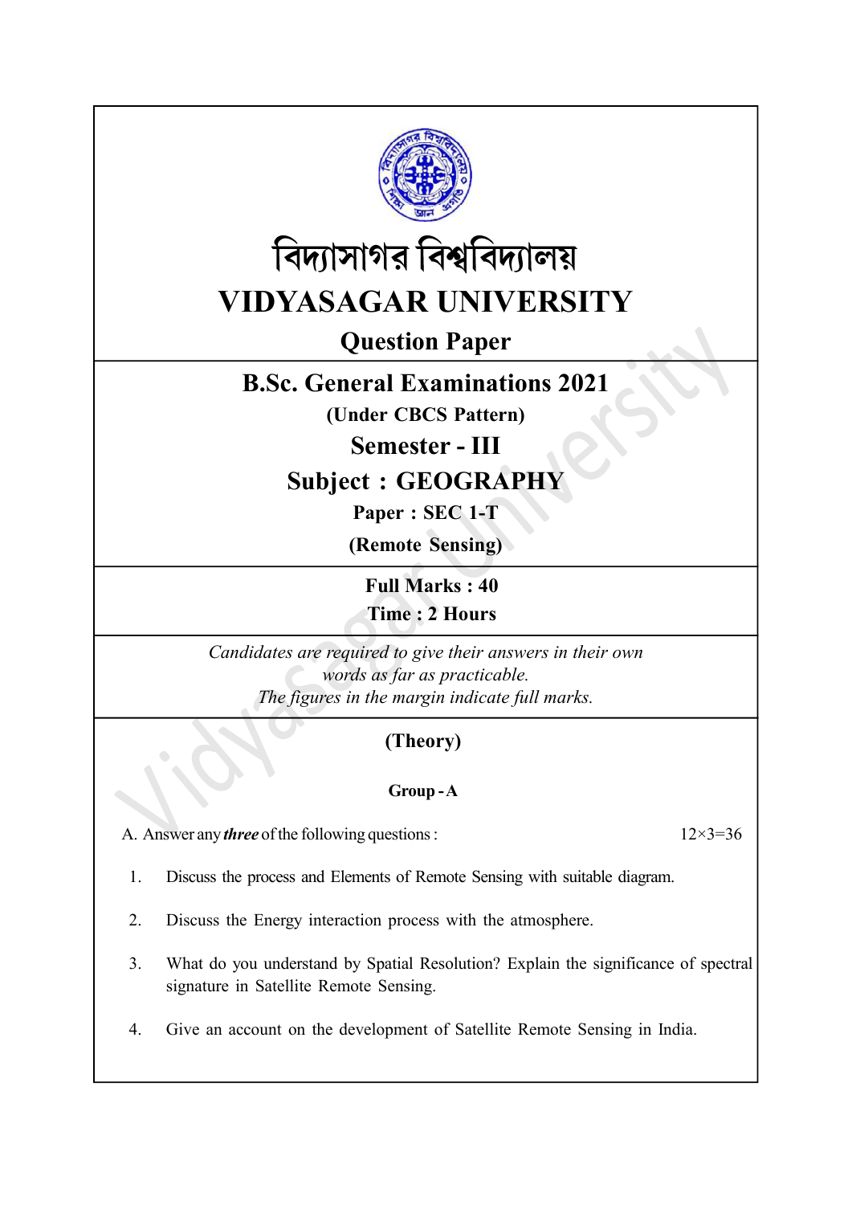# বিদ্যাসাগর বিশ্ববিদ্যালয়

# VIDYASAGAR UNIVERSITY

## Question Paper

## B.Sc. General Examinations 2021

**(Under CBCS Pattern)**

## Semester - III

## Subject : GEOGRAPHY

**Paper : SEC 1-T**

**(Remote Sensing)**

**Full Marks : 40**

**Time : 2 Hours**

*Candidates are required to give their answers in their own words as far as practicable.*
*The figures in the margin indicate full marks.*

**(Theory)**

**Group - A**

A. Answer any ***three*** of the following questions : 12×3=36

1. Discuss the process and Elements of Remote Sensing with suitable diagram.

2. Discuss the Energy interaction process with the atmosphere.

3. What do you understand by Spatial Resolution? Explain the significance of spectral signature in Satellite Remote Sensing.

4. Give an account on the development of Satellite Remote Sensing in India.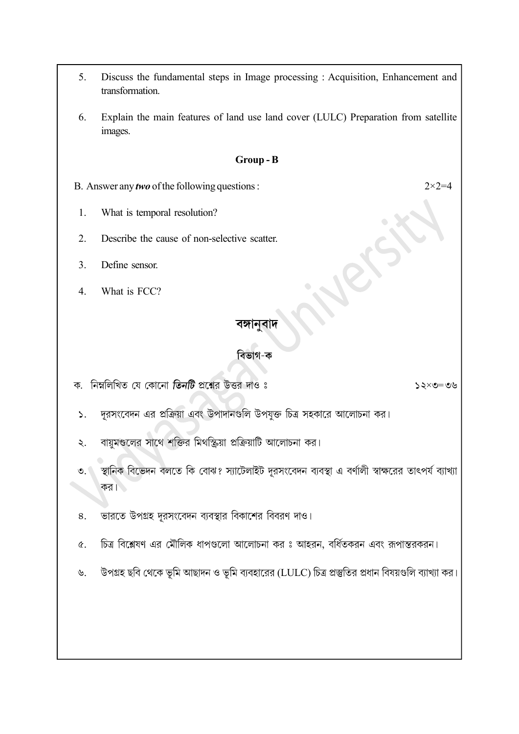5. Discuss the fundamental steps in Image processing : Acquisition, Enhancement and transformation.

6. Explain the main features of land use land cover (LULC) Preparation from satellite images.

## Group - B

B. Answer any ***two*** of the following questions : $2\times2=4$

1. What is temporal resolution?

2. Describe the cause of non-selective scatter.

3. Define sensor.

4. What is FCC?

## বঙ্গানুবাদ

### বিভাগ-ক

ক. নিম্নলিখিত যে কোনো ***তিনটি*** প্রশ্নের উত্তর দাও ঃ ১২×৩=৩৬

১. দূরসংবেদন এর প্রক্রিয়া এবং উপাদানগুলি উপযুক্ত চিত্র সহকারে আলোচনা কর।

২. বায়ুমণ্ডলের সাথে শক্তির মিথস্ক্রিয়া প্রক্রিয়াটি আলোচনা কর।

৩. স্থানিক বিভেদন বলতে কি বোঝ? স্যাটেলাইট দূরসংবেদন ব্যবস্থা এ বর্ণালী স্বাক্ষরের তাৎপর্য ব্যাখ্যা কর।

৪. ভারতে উপগ্রহ দূরসংবেদন ব্যবস্থার বিকাশের বিবরণ দাও।

৫. চিত্র বিশ্লেষণ এর মৌলিক ধাপগুলো আলোচনা কর ঃ আহরন, বর্ধিতকরন এবং রূপান্তরকরন।

৬. উপগ্রহ ছবি থেকে ভূমি আছাদন ও ভূমি ব্যবহারের (LULC) চিত্র প্রস্তুতির প্রধান বিষয়গুলি ব্যাখ্যা কর।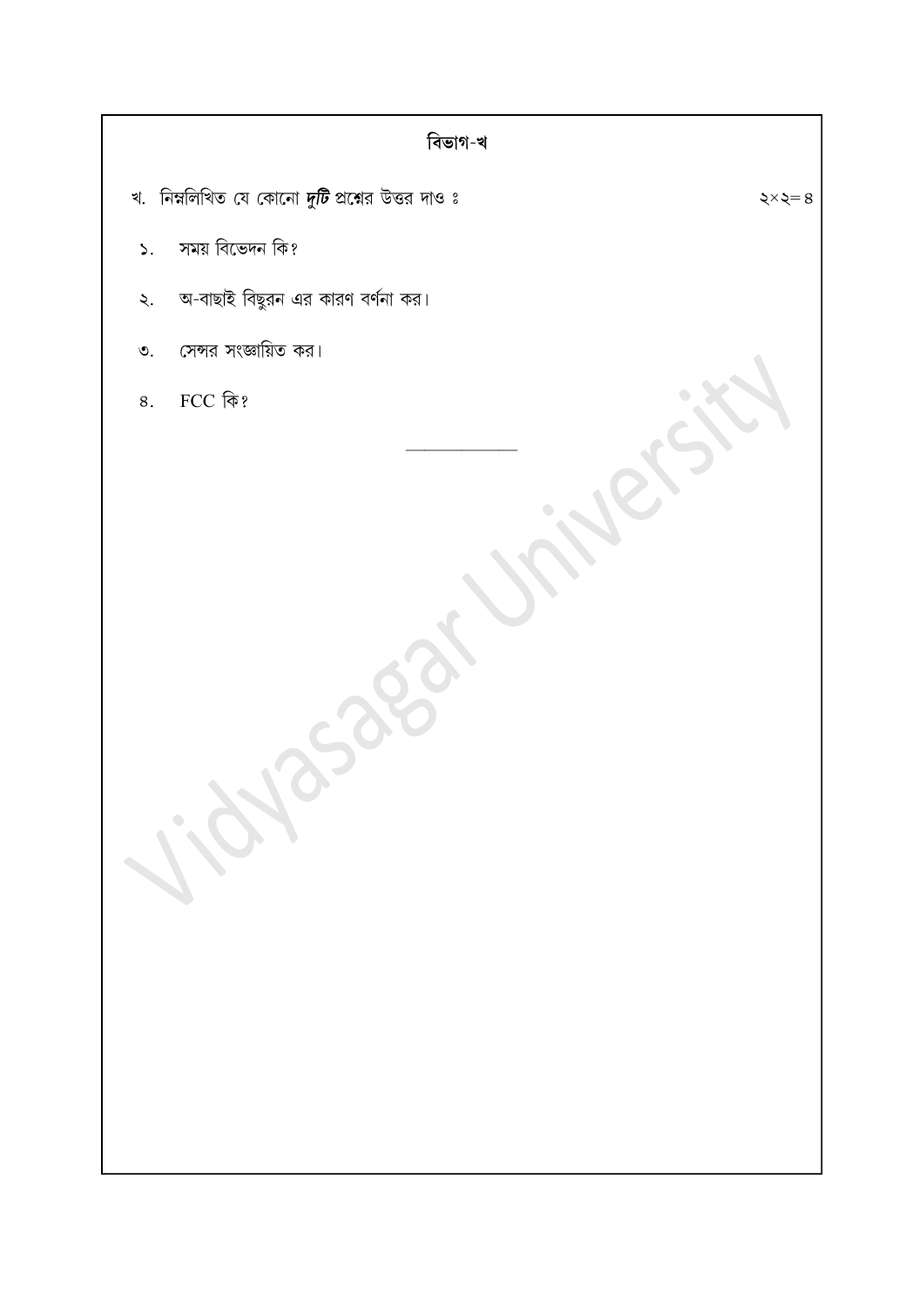## বিভাগ-খ

খ. নিম্নলিখিত যে কোনো ***দুটি*** প্রশ্নের উত্তর দাও ঃ ২×২=৪

১. সময় বিভেদন কি?

২. অ-বাছাই বিচ্ছুরন এর কারণ বর্ণনা কর।

৩. সেন্সর সংজ্ঞায়িত কর।

৪. FCC কি?

---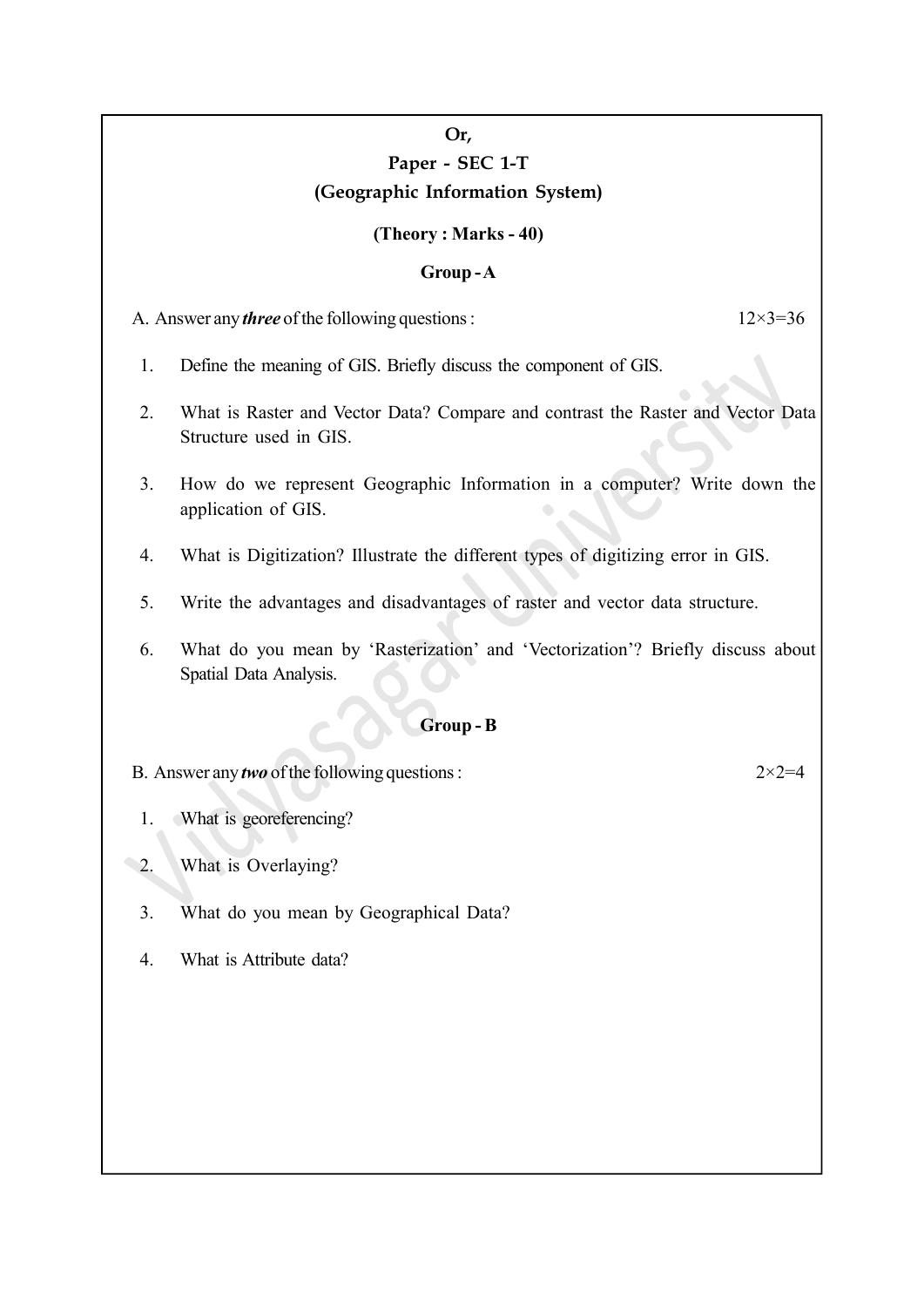**Or,**

## Paper - SEC 1-T

## (Geographic Information System)

**(Theory : Marks - 40)**

### Group - A

A. Answer any ***three*** of the following questions : 12×3=36

1. Define the meaning of GIS. Briefly discuss the component of GIS.
2. What is Raster and Vector Data? Compare and contrast the Raster and Vector Data Structure used in GIS.
3. How do we represent Geographic Information in a computer? Write down the application of GIS.
4. What is Digitization? Illustrate the different types of digitizing error in GIS.
5. Write the advantages and disadvantages of raster and vector data structure.
6. What do you mean by 'Rasterization' and 'Vectorization'? Briefly discuss about Spatial Data Analysis.

### Group - B

B. Answer any ***two*** of the following questions : 2×2=4

1. What is georeferencing?
2. What is Overlaying?
3. What do you mean by Geographical Data?
4. What is Attribute data?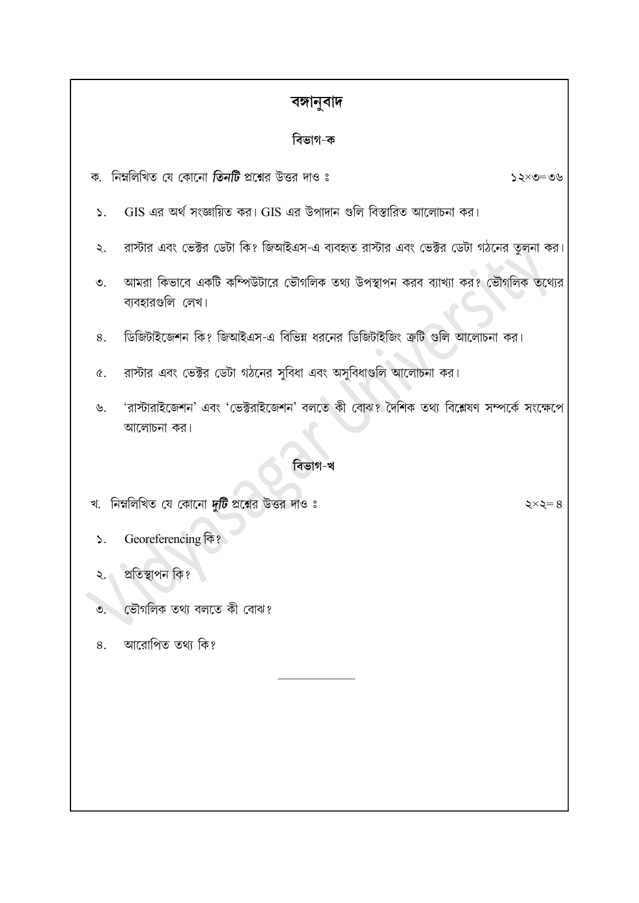# বঙ্গানুবাদ

## বিভাগ-ক

ক. নিম্নলিখিত যে কোনো ***তিনটি*** প্রশ্নের উত্তর দাও ঃ ১২×৩=৩৬

১. GIS এর অর্থ সংজ্ঞায়িত কর। GIS এর উপাদান গুলি বিস্তারিত আলোচনা কর।

২. রাস্টার এবং ভেক্টর ডেটা কি? জিআইএস-এ ব্যবহৃত রাস্টার এবং ভেক্টর ডেটা গঠনের তুলনা কর।

৩. আমরা কিভাবে একটি কম্পিউটারে ভৌগলিক তথ্য উপস্থাপন করব ব্যাখ্যা কর? ভৌগলিক তথ্যের ব্যবহারগুলি লেখ।

৪. ডিজিটাইজেশন কি? জিআইএস-এ বিভিন্ন ধরনের ডিজিটাইজিং ত্রুটি গুলি আলোচনা কর।

৫. রাস্টার এবং ভেক্টর ডেটা গঠনের সুবিধা এবং অসুবিধাগুলি আলোচনা কর।

৬. 'রাস্টারাইজেশন' এবং 'ভেক্টরাইজেশন' বলতে কী বোঝ? দৈশিক তথ্য বিশ্লেষণ সম্পর্কে সংক্ষেপে আলোচনা কর।

## বিভাগ-খ

খ. নিম্নলিখিত যে কোনো ***দুটি*** প্রশ্নের উত্তর দাও ঃ ২×২=৪

১. Georeferencing কি?

২. প্রতিস্থাপন কি?

৩. ভৌগলিক তথ্য বলতে কী বোঝ?

৪. আরোপিত তথ্য কি?